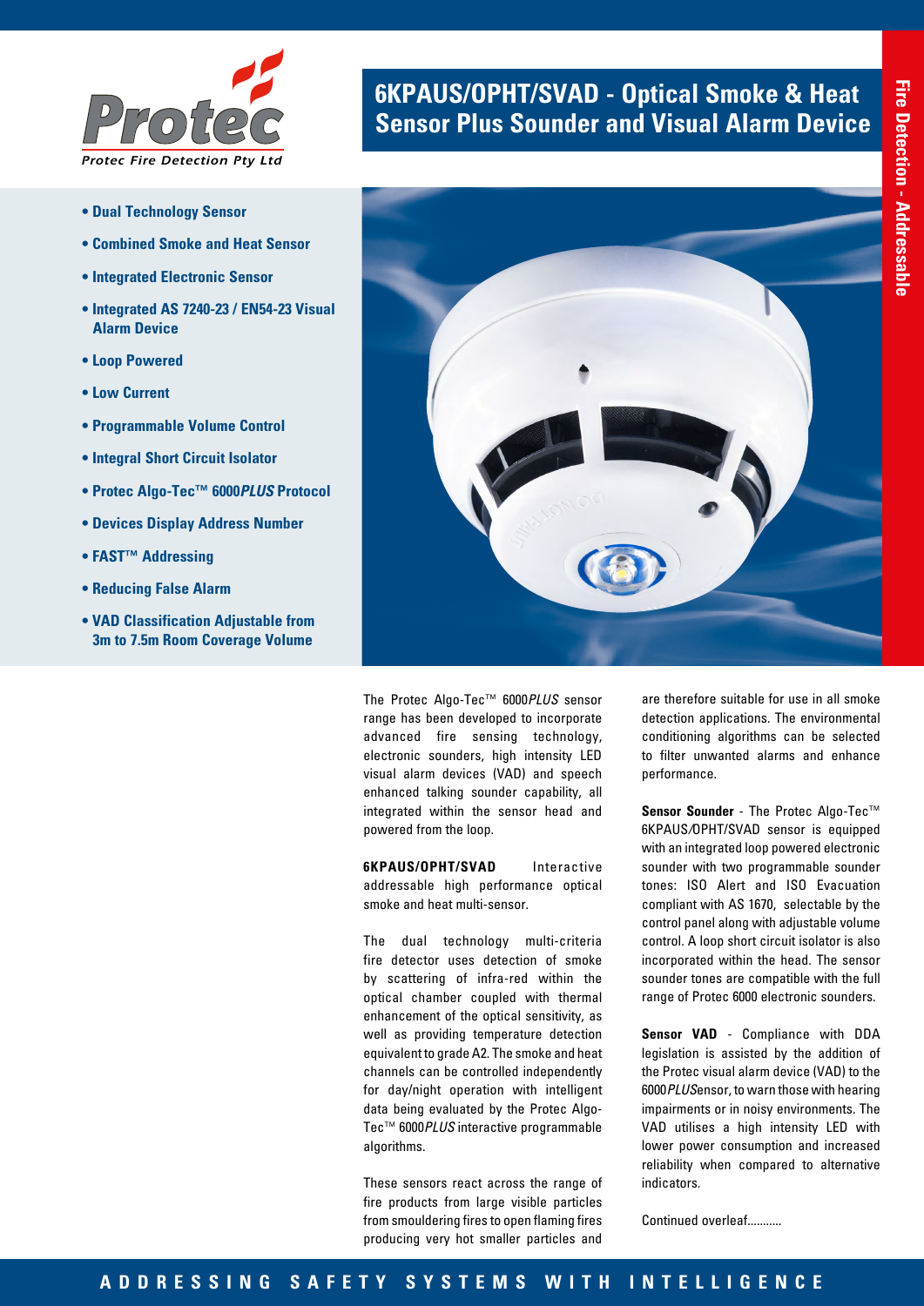Protec Fire Detection Pty Ltd

# 6KPAUS/OPHT/SVAD - Optical Smoke & Heat Sensor Plus Sounder and Visual Alarm Device

Fire Detection - Addressable

- **Dual Technology Sensor**
- **Combined Smoke and Heat Sensor**
- **Integrated Electronic Sensor**
- **Integrated AS 7240-23 / EN54-23 Visual Alarm Device**
- **Loop Powered**
- **Low Current**
- **Programmable Volume Control**
- **Integral Short Circuit Isolator**
- **Protec Algo-Tec™ 6000*PLUS* Protocol**
- **Devices Display Address Number**
- **FAST™ Addressing**
- **Reducing False Alarm**
- **VAD Classification Adjustable from 3m to 7.5m Room Coverage Volume**

The Protec Algo-Tec™ 6000*PLUS* sensor range has been developed to incorporate advanced fire sensing technology, electronic sounders, high intensity LED visual alarm devices (VAD) and speech enhanced talking sounder capability, all integrated within the sensor head and powered from the loop.

**6KPAUS/OPHT/SVAD** Interactive addressable high performance optical smoke and heat multi-sensor.

The dual technology multi-criteria fire detector uses detection of smoke by scattering of infra-red within the optical chamber coupled with thermal enhancement of the optical sensitivity, as well as providing temperature detection equivalent to grade A2. The smoke and heat channels can be controlled independently for day/night operation with intelligent data being evaluated by the Protec Algo-Tec™ 6000*PLUS* interactive programmable algorithms.

These sensors react across the range of fire products from large visible particles from smouldering fires to open flaming fires producing very hot smaller particles and are therefore suitable for use in all smoke detection applications. The environmental conditioning algorithms can be selected to filter unwanted alarms and enhance performance.

**Sensor Sounder** - The Protec Algo-Tec™ 6KPAUS/OPHT/SVAD sensor is equipped with an integrated loop powered electronic sounder with two programmable sounder tones: ISO Alert and ISO Evacuation compliant with AS 1670, selectable by the control panel along with adjustable volume control. A loop short circuit isolator is also incorporated within the head. The sensor sounder tones are compatible with the full range of Protec 6000 electronic sounders.

**Sensor VAD** - Compliance with DDA legislation is assisted by the addition of the Protec visual alarm device (VAD) to the 6000*PLUS*ensor, to warn those with hearing impairments or in noisy environments. The VAD utilises a high intensity LED with lower power consumption and increased reliability when compared to alternative indicators.

Continued overleaf...........

ADDRESSING SAFETY SYSTEMS WITH INTELLIGENCE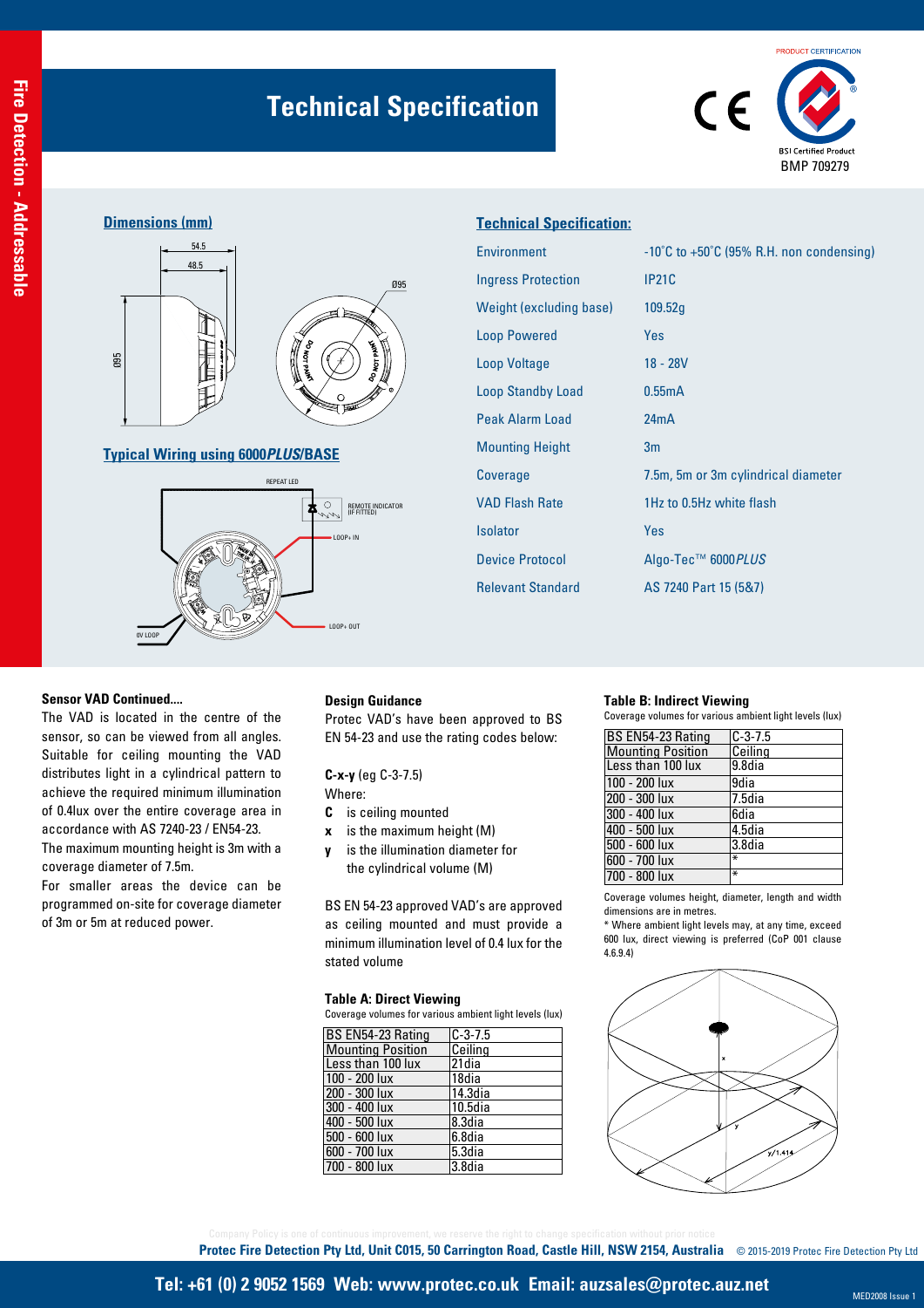# Technical Specification

CE

PRODUCT CERTIFICATION

BSI Certified Product

BMP 709279

## Dimensions (mm)

54.5

48.5

Ø95

Ø95

## Typical Wiring using 6000*PLUS*/BASE

REPEAT LED

REMOTE INDICATOR (IF FITTED)

LOOP+ IN

LOOP+ OUT

0V LOOP

## Technical Specification:

| | |
|---|---|
| Environment | -10°C to +50°C (95% R.H. non condensing) |
| Ingress Protection | IP21C |
| Weight (excluding base) | 109.52g |
| Loop Powered | Yes |
| Loop Voltage | 18 - 28V |
| Loop Standby Load | 0.55mA |
| Peak Alarm Load | 24mA |
| Mounting Height | 3m |
| Coverage | 7.5m, 5m or 3m cylindrical diameter |
| VAD Flash Rate | 1Hz to 0.5Hz white flash |
| Isolator | Yes |
| Device Protocol | Algo-Tec™ 6000*PLUS* |
| Relevant Standard | AS 7240 Part 15 (5&7) |

**Sensor VAD Continued....**

The VAD is located in the centre of the sensor, so can be viewed from all angles. Suitable for ceiling mounting the VAD distributes light in a cylindrical pattern to achieve the required minimum illumination of 0.4lux over the entire coverage area in accordance with AS 7240-23 / EN54-23.

The maximum mounting height is 3m with a coverage diameter of 7.5m.

For smaller areas the device can be programmed on-site for coverage diameter of 3m or 5m at reduced power.

**Design Guidance**

Protec VAD's have been approved to BS EN 54-23 and use the rating codes below:

**C-x-y** (eg C-3-7.5)

Where:

- **C** is ceiling mounted
- **x** is the maximum height (M)
- **y** is the illumination diameter for the cylindrical volume (M)

BS EN 54-23 approved VAD's are approved as ceiling mounted and must provide a minimum illumination level of 0.4 lux for the stated volume

**Table A: Direct Viewing**

Coverage volumes for various ambient light levels (lux)

| | |
|---|---|
| BS EN54-23 Rating | C-3-7.5 |
| Mounting Position | Ceiling |
| Less than 100 lux | 21dia |
| 100 - 200 lux | 18dia |
| 200 - 300 lux | 14.3dia |
| 300 - 400 lux | 10.5dia |
| 400 - 500 lux | 8.3dia |
| 500 - 600 lux | 6.8dia |
| 600 - 700 lux | 5.3dia |
| 700 - 800 lux | 3.8dia |

**Table B: Indirect Viewing**

Coverage volumes for various ambient light levels (lux)

| | |
|---|---|
| BS EN54-23 Rating | C-3-7.5 |
| Mounting Position | Ceiling |
| Less than 100 lux | 9.8dia |
| 100 - 200 lux | 9dia |
| 200 - 300 lux | 7.5dia |
| 300 - 400 lux | 6dia |
| 400 - 500 lux | 4.5dia |
| 500 - 600 lux | 3.8dia |
| 600 - 700 lux | * |
| 700 - 800 lux | * |

Coverage volumes height, diameter, length and width dimensions are in metres.

* Where ambient light levels may, at any time, exceed 600 lux, direct viewing is preferred (CoP 001 clause 4.6.9.4)

x

y

y/1.414

Company Policy is one of continuous improvement, we reserve the right to change specification without prior notice

**Protec Fire Detection Pty Ltd, Unit C015, 50 Carrington Road, Castle Hill, NSW 2154, Australia** © 2015-2019 Protec Fire Detection Pty Ltd

**Tel: +61 (0) 2 9052 1569 Web: www.protec.co.uk Email: auzsales@protec.auz.net**

MED2008 Issue 1